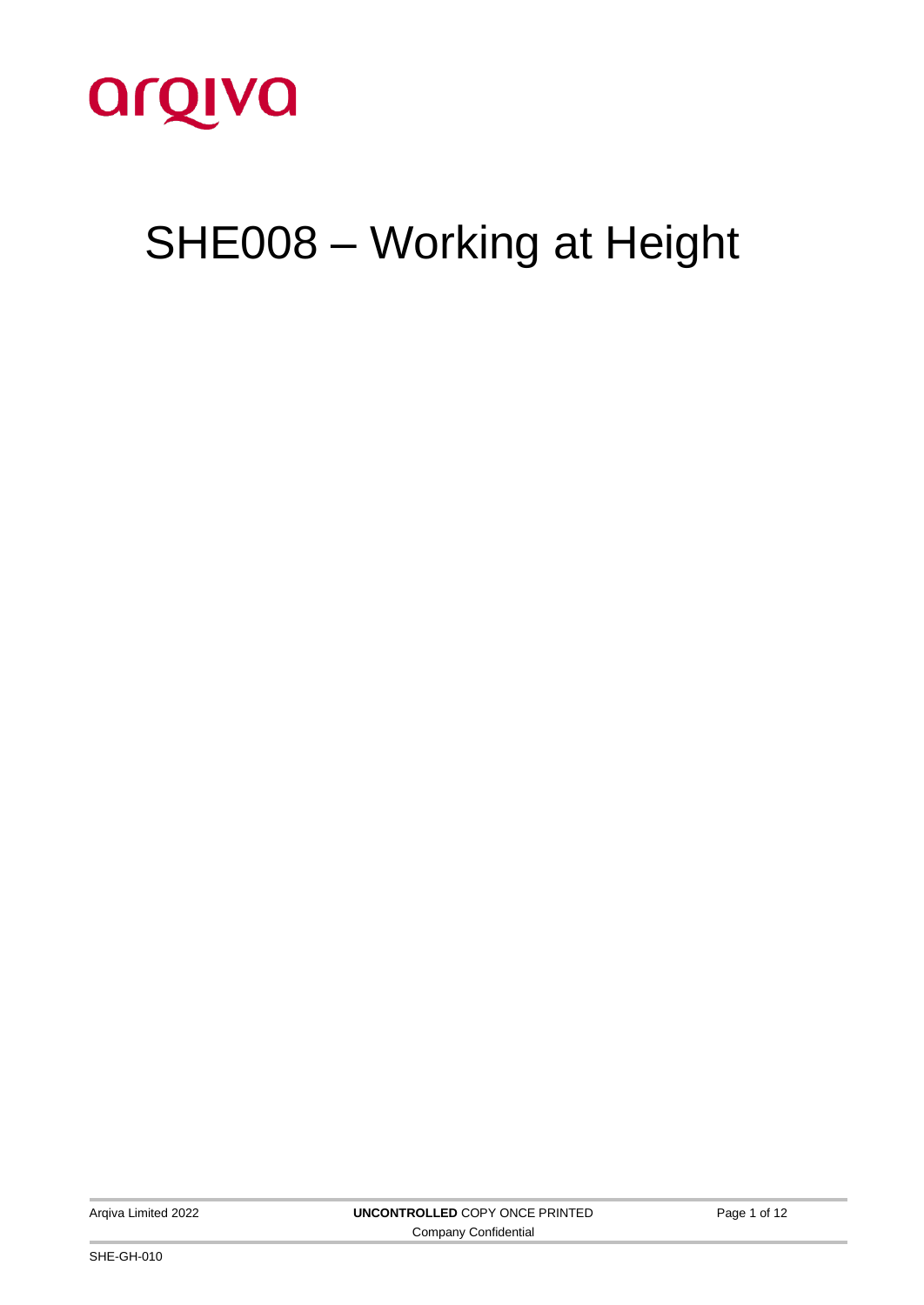arqiva

# SHE008 – Working at Height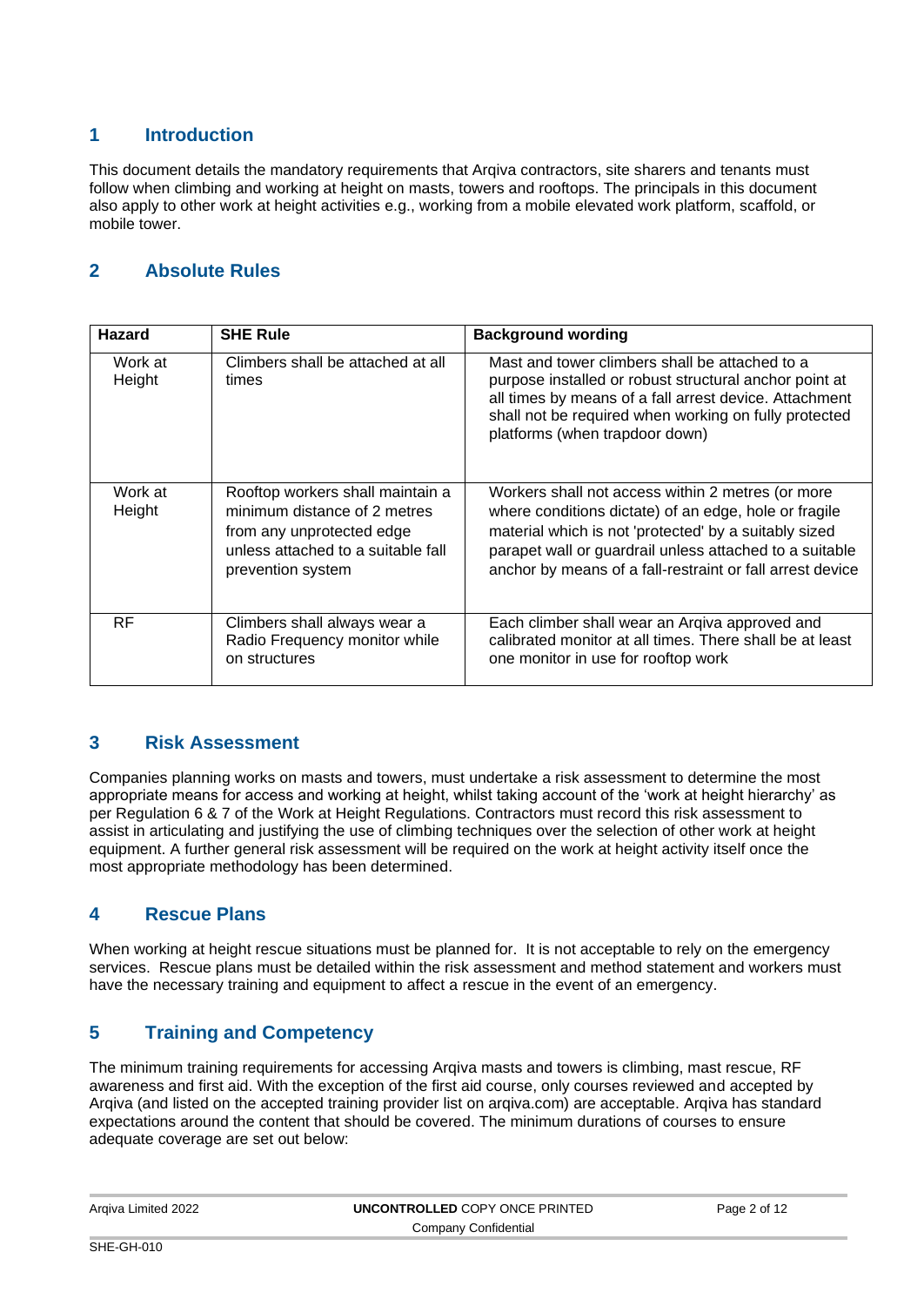## 1 Introduction

This document details the mandatory requirements that Arqiva contractors, site sharers and tenants must follow when climbing and working at height on masts, towers and rooftops. The principals in this document also apply to other work at height activities e.g., working from a mobile elevated work platform, scaffold, or mobile tower.

## 2 Absolute Rules

| Hazard | SHE Rule | Background wording |
|---|---|---|
| Work at Height | Climbers shall be attached at all times | Mast and tower climbers shall be attached to a purpose installed or robust structural anchor point at all times by means of a fall arrest device. Attachment shall not be required when working on fully protected platforms (when trapdoor down) |
| Work at Height | Rooftop workers shall maintain a minimum distance of 2 metres from any unprotected edge unless attached to a suitable fall prevention system | Workers shall not access within 2 metres (or more where conditions dictate) of an edge, hole or fragile material which is not 'protected' by a suitably sized parapet wall or guardrail unless attached to a suitable anchor by means of a fall-restraint or fall arrest device |
| RF | Climbers shall always wear a Radio Frequency monitor while on structures | Each climber shall wear an Arqiva approved and calibrated monitor at all times. There shall be at least one monitor in use for rooftop work |

## 3 Risk Assessment

Companies planning works on masts and towers, must undertake a risk assessment to determine the most appropriate means for access and working at height, whilst taking account of the 'work at height hierarchy' as per Regulation 6 & 7 of the Work at Height Regulations. Contractors must record this risk assessment to assist in articulating and justifying the use of climbing techniques over the selection of other work at height equipment. A further general risk assessment will be required on the work at height activity itself once the most appropriate methodology has been determined.

## 4 Rescue Plans

When working at height rescue situations must be planned for. It is not acceptable to rely on the emergency services. Rescue plans must be detailed within the risk assessment and method statement and workers must have the necessary training and equipment to affect a rescue in the event of an emergency.

## 5 Training and Competency

The minimum training requirements for accessing Arqiva masts and towers is climbing, mast rescue, RF awareness and first aid. With the exception of the first aid course, only courses reviewed and accepted by Arqiva (and listed on the accepted training provider list on arqiva.com) are acceptable. Arqiva has standard expectations around the content that should be covered. The minimum durations of courses to ensure adequate coverage are set out below: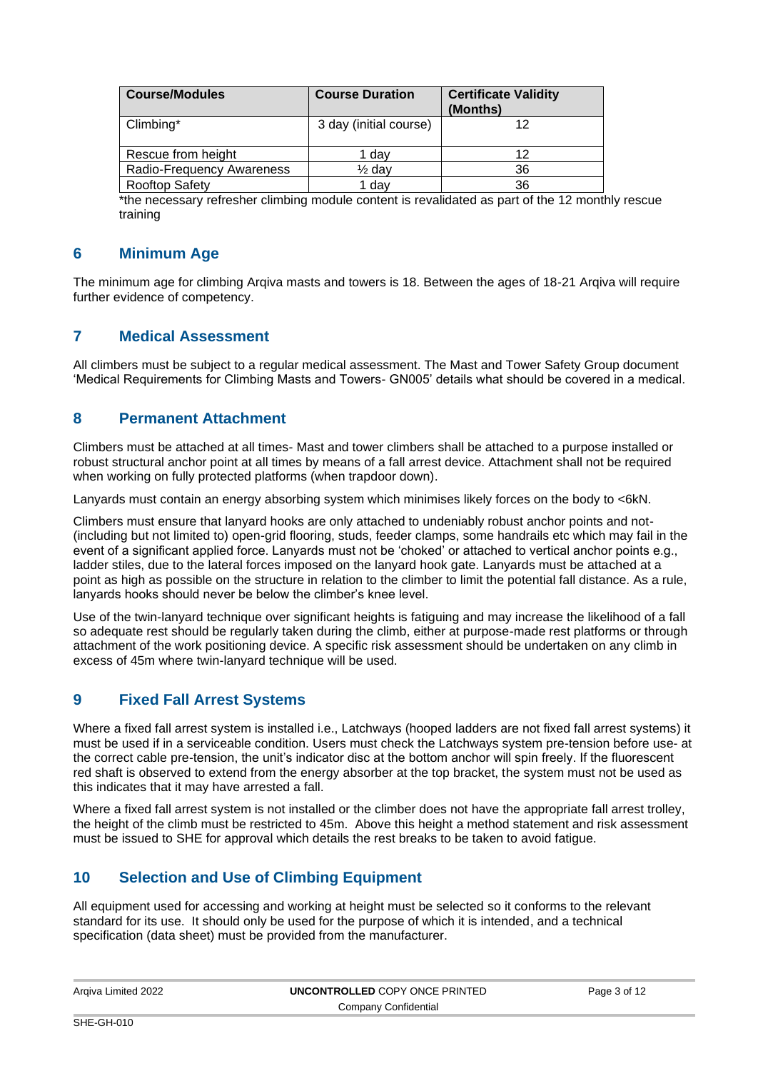| Course/Modules | Course Duration | Certificate Validity (Months) |
| --- | --- | --- |
| Climbing* | 3 day (initial course) | 12 |
| Rescue from height | 1 day | 12 |
| Radio-Frequency Awareness | ½ day | 36 |
| Rooftop Safety | 1 day | 36 |

*the necessary refresher climbing module content is revalidated as part of the 12 monthly rescue training

## 6 Minimum Age

The minimum age for climbing Arqiva masts and towers is 18. Between the ages of 18-21 Arqiva will require further evidence of competency.

## 7 Medical Assessment

All climbers must be subject to a regular medical assessment. The Mast and Tower Safety Group document 'Medical Requirements for Climbing Masts and Towers- GN005' details what should be covered in a medical.

## 8 Permanent Attachment

Climbers must be attached at all times- Mast and tower climbers shall be attached to a purpose installed or robust structural anchor point at all times by means of a fall arrest device. Attachment shall not be required when working on fully protected platforms (when trapdoor down).

Lanyards must contain an energy absorbing system which minimises likely forces on the body to <6kN.

Climbers must ensure that lanyard hooks are only attached to undeniably robust anchor points and not- (including but not limited to) open-grid flooring, studs, feeder clamps, some handrails etc which may fail in the event of a significant applied force. Lanyards must not be 'choked' or attached to vertical anchor points e.g., ladder stiles, due to the lateral forces imposed on the lanyard hook gate. Lanyards must be attached at a point as high as possible on the structure in relation to the climber to limit the potential fall distance. As a rule, lanyards hooks should never be below the climber's knee level.

Use of the twin-lanyard technique over significant heights is fatiguing and may increase the likelihood of a fall so adequate rest should be regularly taken during the climb, either at purpose-made rest platforms or through attachment of the work positioning device. A specific risk assessment should be undertaken on any climb in excess of 45m where twin-lanyard technique will be used.

## 9 Fixed Fall Arrest Systems

Where a fixed fall arrest system is installed i.e., Latchways (hooped ladders are not fixed fall arrest systems) it must be used if in a serviceable condition. Users must check the Latchways system pre-tension before use- at the correct cable pre-tension, the unit's indicator disc at the bottom anchor will spin freely. If the fluorescent red shaft is observed to extend from the energy absorber at the top bracket, the system must not be used as this indicates that it may have arrested a fall.

Where a fixed fall arrest system is not installed or the climber does not have the appropriate fall arrest trolley, the height of the climb must be restricted to 45m. Above this height a method statement and risk assessment must be issued to SHE for approval which details the rest breaks to be taken to avoid fatigue.

## 10 Selection and Use of Climbing Equipment

All equipment used for accessing and working at height must be selected so it conforms to the relevant standard for its use. It should only be used for the purpose of which it is intended, and a technical specification (data sheet) must be provided from the manufacturer.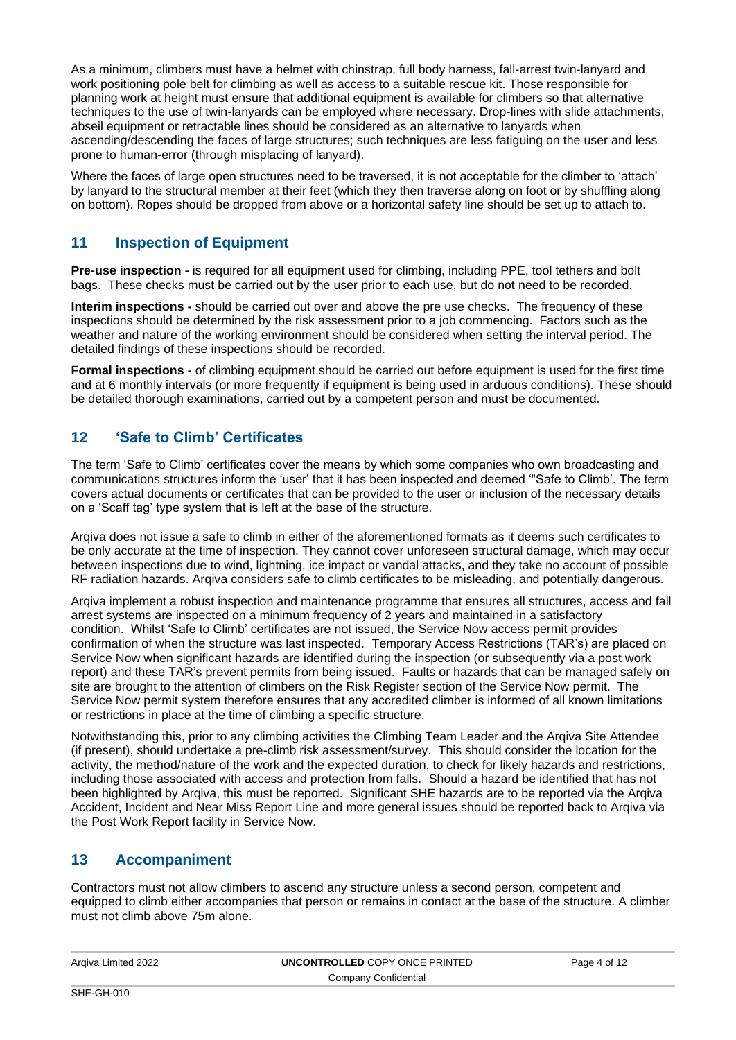As a minimum, climbers must have a helmet with chinstrap, full body harness, fall-arrest twin-lanyard and work positioning pole belt for climbing as well as access to a suitable rescue kit. Those responsible for planning work at height must ensure that additional equipment is available for climbers so that alternative techniques to the use of twin-lanyards can be employed where necessary. Drop-lines with slide attachments, abseil equipment or retractable lines should be considered as an alternative to lanyards when ascending/descending the faces of large structures; such techniques are less fatiguing on the user and less prone to human-error (through misplacing of lanyard).

Where the faces of large open structures need to be traversed, it is not acceptable for the climber to 'attach' by lanyard to the structural member at their feet (which they then traverse along on foot or by shuffling along on bottom). Ropes should be dropped from above or a horizontal safety line should be set up to attach to.

## 11 Inspection of Equipment

**Pre-use inspection -** is required for all equipment used for climbing, including PPE, tool tethers and bolt bags. These checks must be carried out by the user prior to each use, but do not need to be recorded.

**Interim inspections -** should be carried out over and above the pre use checks. The frequency of these inspections should be determined by the risk assessment prior to a job commencing. Factors such as the weather and nature of the working environment should be considered when setting the interval period. The detailed findings of these inspections should be recorded.

**Formal inspections -** of climbing equipment should be carried out before equipment is used for the first time and at 6 monthly intervals (or more frequently if equipment is being used in arduous conditions). These should be detailed thorough examinations, carried out by a competent person and must be documented.

## 12 'Safe to Climb' Certificates

The term 'Safe to Climb' certificates cover the means by which some companies who own broadcasting and communications structures inform the 'user' that it has been inspected and deemed '"Safe to Climb'. The term covers actual documents or certificates that can be provided to the user or inclusion of the necessary details on a 'Scaff tag' type system that is left at the base of the structure.

Arqiva does not issue a safe to climb in either of the aforementioned formats as it deems such certificates to be only accurate at the time of inspection. They cannot cover unforeseen structural damage, which may occur between inspections due to wind, lightning, ice impact or vandal attacks, and they take no account of possible RF radiation hazards. Arqiva considers safe to climb certificates to be misleading, and potentially dangerous.

Arqiva implement a robust inspection and maintenance programme that ensures all structures, access and fall arrest systems are inspected on a minimum frequency of 2 years and maintained in a satisfactory condition. Whilst 'Safe to Climb' certificates are not issued, the Service Now access permit provides confirmation of when the structure was last inspected. Temporary Access Restrictions (TAR's) are placed on Service Now when significant hazards are identified during the inspection (or subsequently via a post work report) and these TAR's prevent permits from being issued. Faults or hazards that can be managed safely on site are brought to the attention of climbers on the Risk Register section of the Service Now permit. The Service Now permit system therefore ensures that any accredited climber is informed of all known limitations or restrictions in place at the time of climbing a specific structure.

Notwithstanding this, prior to any climbing activities the Climbing Team Leader and the Arqiva Site Attendee (if present), should undertake a pre-climb risk assessment/survey. This should consider the location for the activity, the method/nature of the work and the expected duration, to check for likely hazards and restrictions, including those associated with access and protection from falls. Should a hazard be identified that has not been highlighted by Arqiva, this must be reported. Significant SHE hazards are to be reported via the Arqiva Accident, Incident and Near Miss Report Line and more general issues should be reported back to Arqiva via the Post Work Report facility in Service Now.

## 13 Accompaniment

Contractors must not allow climbers to ascend any structure unless a second person, competent and equipped to climb either accompanies that person or remains in contact at the base of the structure. A climber must not climb above 75m alone.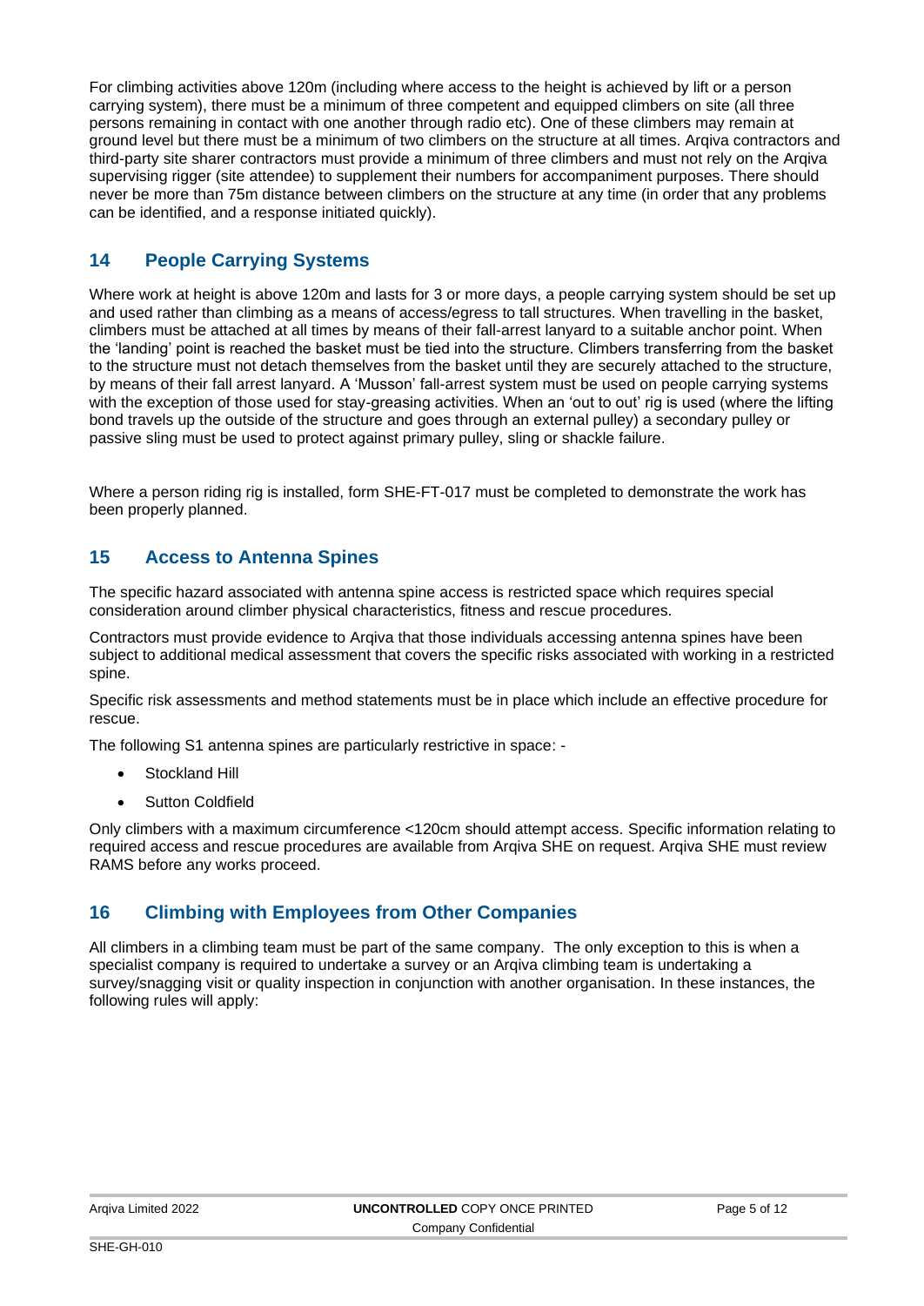For climbing activities above 120m (including where access to the height is achieved by lift or a person carrying system), there must be a minimum of three competent and equipped climbers on site (all three persons remaining in contact with one another through radio etc). One of these climbers may remain at ground level but there must be a minimum of two climbers on the structure at all times. Arqiva contractors and third-party site sharer contractors must provide a minimum of three climbers and must not rely on the Arqiva supervising rigger (site attendee) to supplement their numbers for accompaniment purposes. There should never be more than 75m distance between climbers on the structure at any time (in order that any problems can be identified, and a response initiated quickly).

## 14 People Carrying Systems

Where work at height is above 120m and lasts for 3 or more days, a people carrying system should be set up and used rather than climbing as a means of access/egress to tall structures. When travelling in the basket, climbers must be attached at all times by means of their fall-arrest lanyard to a suitable anchor point. When the 'landing' point is reached the basket must be tied into the structure. Climbers transferring from the basket to the structure must not detach themselves from the basket until they are securely attached to the structure, by means of their fall arrest lanyard. A 'Musson' fall-arrest system must be used on people carrying systems with the exception of those used for stay-greasing activities. When an 'out to out' rig is used (where the lifting bond travels up the outside of the structure and goes through an external pulley) a secondary pulley or passive sling must be used to protect against primary pulley, sling or shackle failure.

Where a person riding rig is installed, form SHE-FT-017 must be completed to demonstrate the work has been properly planned.

## 15 Access to Antenna Spines

The specific hazard associated with antenna spine access is restricted space which requires special consideration around climber physical characteristics, fitness and rescue procedures.

Contractors must provide evidence to Arqiva that those individuals accessing antenna spines have been subject to additional medical assessment that covers the specific risks associated with working in a restricted spine.

Specific risk assessments and method statements must be in place which include an effective procedure for rescue.

The following S1 antenna spines are particularly restrictive in space: -

- Stockland Hill
- Sutton Coldfield

Only climbers with a maximum circumference <120cm should attempt access. Specific information relating to required access and rescue procedures are available from Arqiva SHE on request. Arqiva SHE must review RAMS before any works proceed.

## 16 Climbing with Employees from Other Companies

All climbers in a climbing team must be part of the same company. The only exception to this is when a specialist company is required to undertake a survey or an Arqiva climbing team is undertaking a survey/snagging visit or quality inspection in conjunction with another organisation. In these instances, the following rules will apply: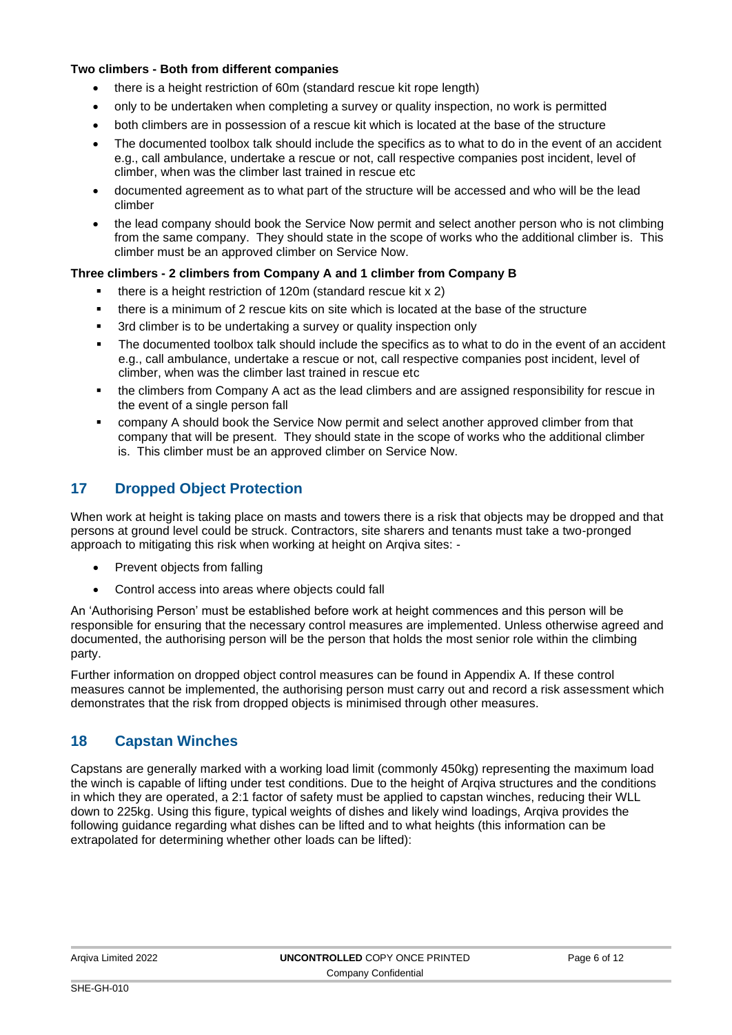**Two climbers - Both from different companies**

- there is a height restriction of 60m (standard rescue kit rope length)
- only to be undertaken when completing a survey or quality inspection, no work is permitted
- both climbers are in possession of a rescue kit which is located at the base of the structure
- The documented toolbox talk should include the specifics as to what to do in the event of an accident e.g., call ambulance, undertake a rescue or not, call respective companies post incident, level of climber, when was the climber last trained in rescue etc
- documented agreement as to what part of the structure will be accessed and who will be the lead climber
- the lead company should book the Service Now permit and select another person who is not climbing from the same company. They should state in the scope of works who the additional climber is. This climber must be an approved climber on Service Now.

**Three climbers - 2 climbers from Company A and 1 climber from Company B**

- there is a height restriction of 120m (standard rescue kit x 2)
- there is a minimum of 2 rescue kits on site which is located at the base of the structure
- 3rd climber is to be undertaking a survey or quality inspection only
- The documented toolbox talk should include the specifics as to what to do in the event of an accident e.g., call ambulance, undertake a rescue or not, call respective companies post incident, level of climber, when was the climber last trained in rescue etc
- the climbers from Company A act as the lead climbers and are assigned responsibility for rescue in the event of a single person fall
- company A should book the Service Now permit and select another approved climber from that company that will be present. They should state in the scope of works who the additional climber is. This climber must be an approved climber on Service Now.

## 17 Dropped Object Protection

When work at height is taking place on masts and towers there is a risk that objects may be dropped and that persons at ground level could be struck. Contractors, site sharers and tenants must take a two-pronged approach to mitigating this risk when working at height on Arqiva sites: -

- Prevent objects from falling
- Control access into areas where objects could fall

An 'Authorising Person' must be established before work at height commences and this person will be responsible for ensuring that the necessary control measures are implemented. Unless otherwise agreed and documented, the authorising person will be the person that holds the most senior role within the climbing party.

Further information on dropped object control measures can be found in Appendix A. If these control measures cannot be implemented, the authorising person must carry out and record a risk assessment which demonstrates that the risk from dropped objects is minimised through other measures.

## 18 Capstan Winches

Capstans are generally marked with a working load limit (commonly 450kg) representing the maximum load the winch is capable of lifting under test conditions. Due to the height of Arqiva structures and the conditions in which they are operated, a 2:1 factor of safety must be applied to capstan winches, reducing their WLL down to 225kg. Using this figure, typical weights of dishes and likely wind loadings, Arqiva provides the following guidance regarding what dishes can be lifted and to what heights (this information can be extrapolated for determining whether other loads can be lifted):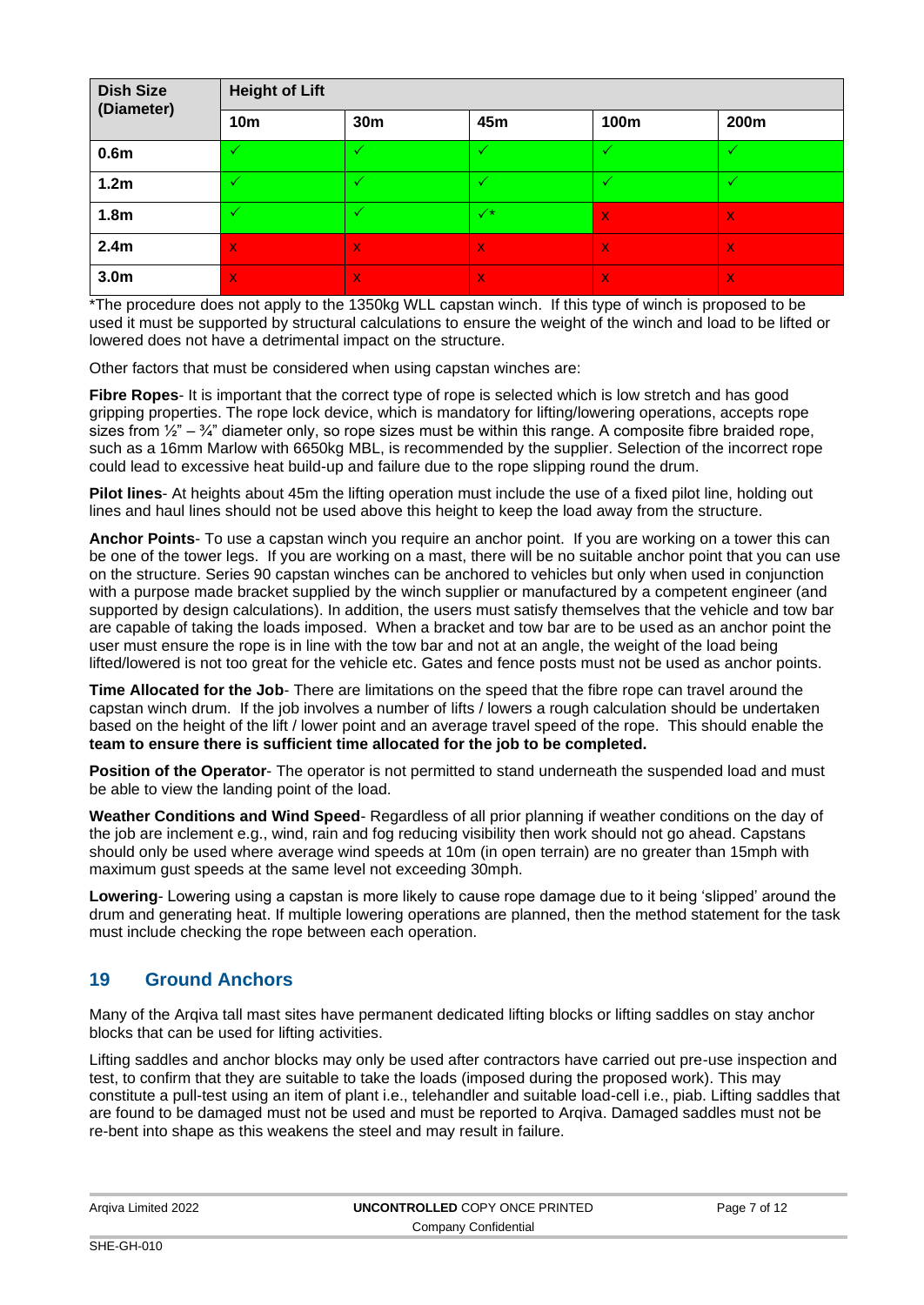| Dish Size (Diameter) | Height of Lift | | | | |
|---|---|---|---|---|---|
| | 10m | 30m | 45m | 100m | 200m |
| 0.6m | ✓ | ✓ | ✓ | ✓ | ✓ |
| 1.2m | ✓ | ✓ | ✓ | ✓ | ✓ |
| 1.8m | ✓ | ✓ | ✓* | x | x |
| 2.4m | x | x | x | x | x |
| 3.0m | x | x | x | x | x |

*The procedure does not apply to the 1350kg WLL capstan winch. If this type of winch is proposed to be used it must be supported by structural calculations to ensure the weight of the winch and load to be lifted or lowered does not have a detrimental impact on the structure.

Other factors that must be considered when using capstan winches are:

**Fibre Ropes**- It is important that the correct type of rope is selected which is low stretch and has good gripping properties. The rope lock device, which is mandatory for lifting/lowering operations, accepts rope sizes from ½" – ¾" diameter only, so rope sizes must be within this range. A composite fibre braided rope, such as a 16mm Marlow with 6650kg MBL, is recommended by the supplier. Selection of the incorrect rope could lead to excessive heat build-up and failure due to the rope slipping round the drum.

**Pilot lines**- At heights about 45m the lifting operation must include the use of a fixed pilot line, holding out lines and haul lines should not be used above this height to keep the load away from the structure.

**Anchor Points**- To use a capstan winch you require an anchor point. If you are working on a tower this can be one of the tower legs. If you are working on a mast, there will be no suitable anchor point that you can use on the structure. Series 90 capstan winches can be anchored to vehicles but only when used in conjunction with a purpose made bracket supplied by the winch supplier or manufactured by a competent engineer (and supported by design calculations). In addition, the users must satisfy themselves that the vehicle and tow bar are capable of taking the loads imposed. When a bracket and tow bar are to be used as an anchor point the user must ensure the rope is in line with the tow bar and not at an angle, the weight of the load being lifted/lowered is not too great for the vehicle etc. Gates and fence posts must not be used as anchor points.

**Time Allocated for the Job**- There are limitations on the speed that the fibre rope can travel around the capstan winch drum. If the job involves a number of lifts / lowers a rough calculation should be undertaken based on the height of the lift / lower point and an average travel speed of the rope. This should enable the **team to ensure there is sufficient time allocated for the job to be completed.**

**Position of the Operator**- The operator is not permitted to stand underneath the suspended load and must be able to view the landing point of the load.

**Weather Conditions and Wind Speed**- Regardless of all prior planning if weather conditions on the day of the job are inclement e.g., wind, rain and fog reducing visibility then work should not go ahead. Capstans should only be used where average wind speeds at 10m (in open terrain) are no greater than 15mph with maximum gust speeds at the same level not exceeding 30mph.

**Lowering**- Lowering using a capstan is more likely to cause rope damage due to it being 'slipped' around the drum and generating heat. If multiple lowering operations are planned, then the method statement for the task must include checking the rope between each operation.

## 19 Ground Anchors

Many of the Arqiva tall mast sites have permanent dedicated lifting blocks or lifting saddles on stay anchor blocks that can be used for lifting activities.

Lifting saddles and anchor blocks may only be used after contractors have carried out pre-use inspection and test, to confirm that they are suitable to take the loads (imposed during the proposed work). This may constitute a pull-test using an item of plant i.e., telehandler and suitable load-cell i.e., piab. Lifting saddles that are found to be damaged must not be used and must be reported to Arqiva. Damaged saddles must not be re-bent into shape as this weakens the steel and may result in failure.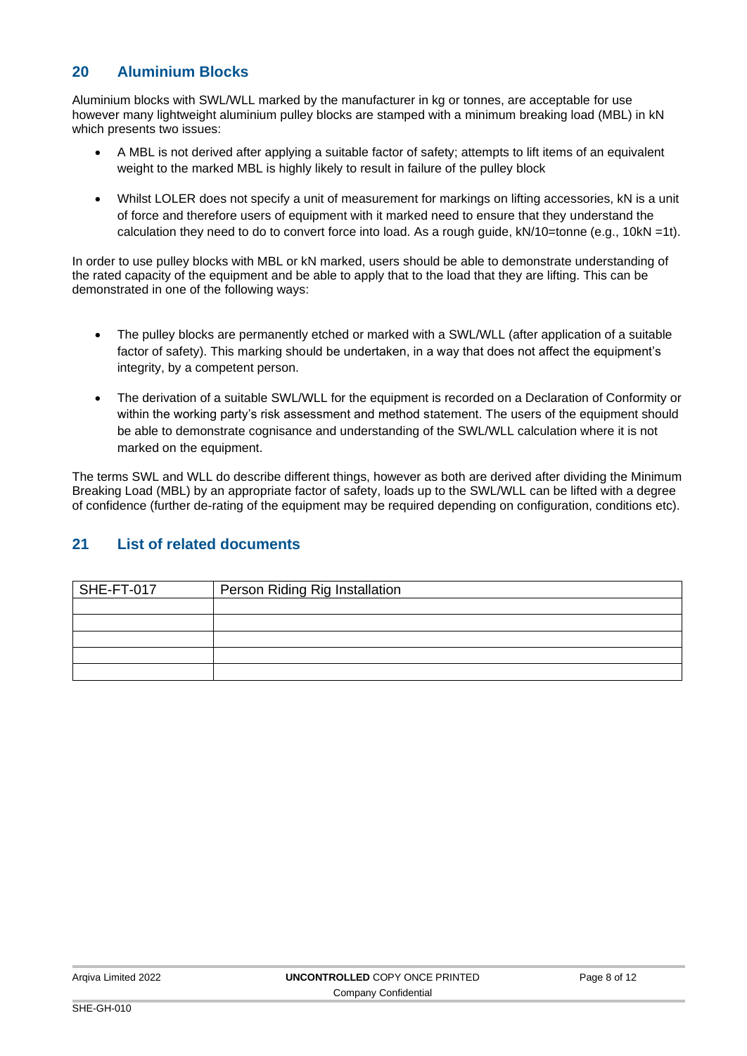## 20 Aluminium Blocks

Aluminium blocks with SWL/WLL marked by the manufacturer in kg or tonnes, are acceptable for use however many lightweight aluminium pulley blocks are stamped with a minimum breaking load (MBL) in kN which presents two issues:

- A MBL is not derived after applying a suitable factor of safety; attempts to lift items of an equivalent weight to the marked MBL is highly likely to result in failure of the pulley block
- Whilst LOLER does not specify a unit of measurement for markings on lifting accessories, kN is a unit of force and therefore users of equipment with it marked need to ensure that they understand the calculation they need to do to convert force into load. As a rough guide, kN/10=tonne (e.g., 10kN =1t).

In order to use pulley blocks with MBL or kN marked, users should be able to demonstrate understanding of the rated capacity of the equipment and be able to apply that to the load that they are lifting. This can be demonstrated in one of the following ways:

- The pulley blocks are permanently etched or marked with a SWL/WLL (after application of a suitable factor of safety). This marking should be undertaken, in a way that does not affect the equipment's integrity, by a competent person.
- The derivation of a suitable SWL/WLL for the equipment is recorded on a Declaration of Conformity or within the working party's risk assessment and method statement. The users of the equipment should be able to demonstrate cognisance and understanding of the SWL/WLL calculation where it is not marked on the equipment.

The terms SWL and WLL do describe different things, however as both are derived after dividing the Minimum Breaking Load (MBL) by an appropriate factor of safety, loads up to the SWL/WLL can be lifted with a degree of confidence (further de-rating of the equipment may be required depending on configuration, conditions etc).

## 21 List of related documents

| SHE-FT-017 | Person Riding Rig Installation |
|---|---|
| | |
| | |
| | |
| | |
| | |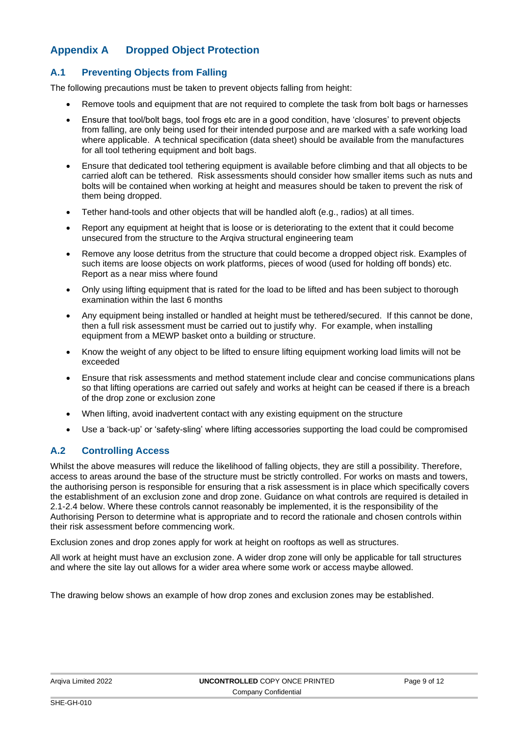# Appendix A Dropped Object Protection

## A.1 Preventing Objects from Falling

The following precautions must be taken to prevent objects falling from height:

- Remove tools and equipment that are not required to complete the task from bolt bags or harnesses
- Ensure that tool/bolt bags, tool frogs etc are in a good condition, have 'closures' to prevent objects from falling, are only being used for their intended purpose and are marked with a safe working load where applicable. A technical specification (data sheet) should be available from the manufactures for all tool tethering equipment and bolt bags.
- Ensure that dedicated tool tethering equipment is available before climbing and that all objects to be carried aloft can be tethered. Risk assessments should consider how smaller items such as nuts and bolts will be contained when working at height and measures should be taken to prevent the risk of them being dropped.
- Tether hand-tools and other objects that will be handled aloft (e.g., radios) at all times.
- Report any equipment at height that is loose or is deteriorating to the extent that it could become unsecured from the structure to the Arqiva structural engineering team
- Remove any loose detritus from the structure that could become a dropped object risk. Examples of such items are loose objects on work platforms, pieces of wood (used for holding off bonds) etc. Report as a near miss where found
- Only using lifting equipment that is rated for the load to be lifted and has been subject to thorough examination within the last 6 months
- Any equipment being installed or handled at height must be tethered/secured. If this cannot be done, then a full risk assessment must be carried out to justify why. For example, when installing equipment from a MEWP basket onto a building or structure.
- Know the weight of any object to be lifted to ensure lifting equipment working load limits will not be exceeded
- Ensure that risk assessments and method statement include clear and concise communications plans so that lifting operations are carried out safely and works at height can be ceased if there is a breach of the drop zone or exclusion zone
- When lifting, avoid inadvertent contact with any existing equipment on the structure
- Use a 'back-up' or 'safety-sling' where lifting accessories supporting the load could be compromised

## A.2 Controlling Access

Whilst the above measures will reduce the likelihood of falling objects, they are still a possibility. Therefore, access to areas around the base of the structure must be strictly controlled. For works on masts and towers, the authorising person is responsible for ensuring that a risk assessment is in place which specifically covers the establishment of an exclusion zone and drop zone. Guidance on what controls are required is detailed in 2.1-2.4 below. Where these controls cannot reasonably be implemented, it is the responsibility of the Authorising Person to determine what is appropriate and to record the rationale and chosen controls within their risk assessment before commencing work.

Exclusion zones and drop zones apply for work at height on rooftops as well as structures.

All work at height must have an exclusion zone. A wider drop zone will only be applicable for tall structures and where the site lay out allows for a wider area where some work or access maybe allowed.

The drawing below shows an example of how drop zones and exclusion zones may be established.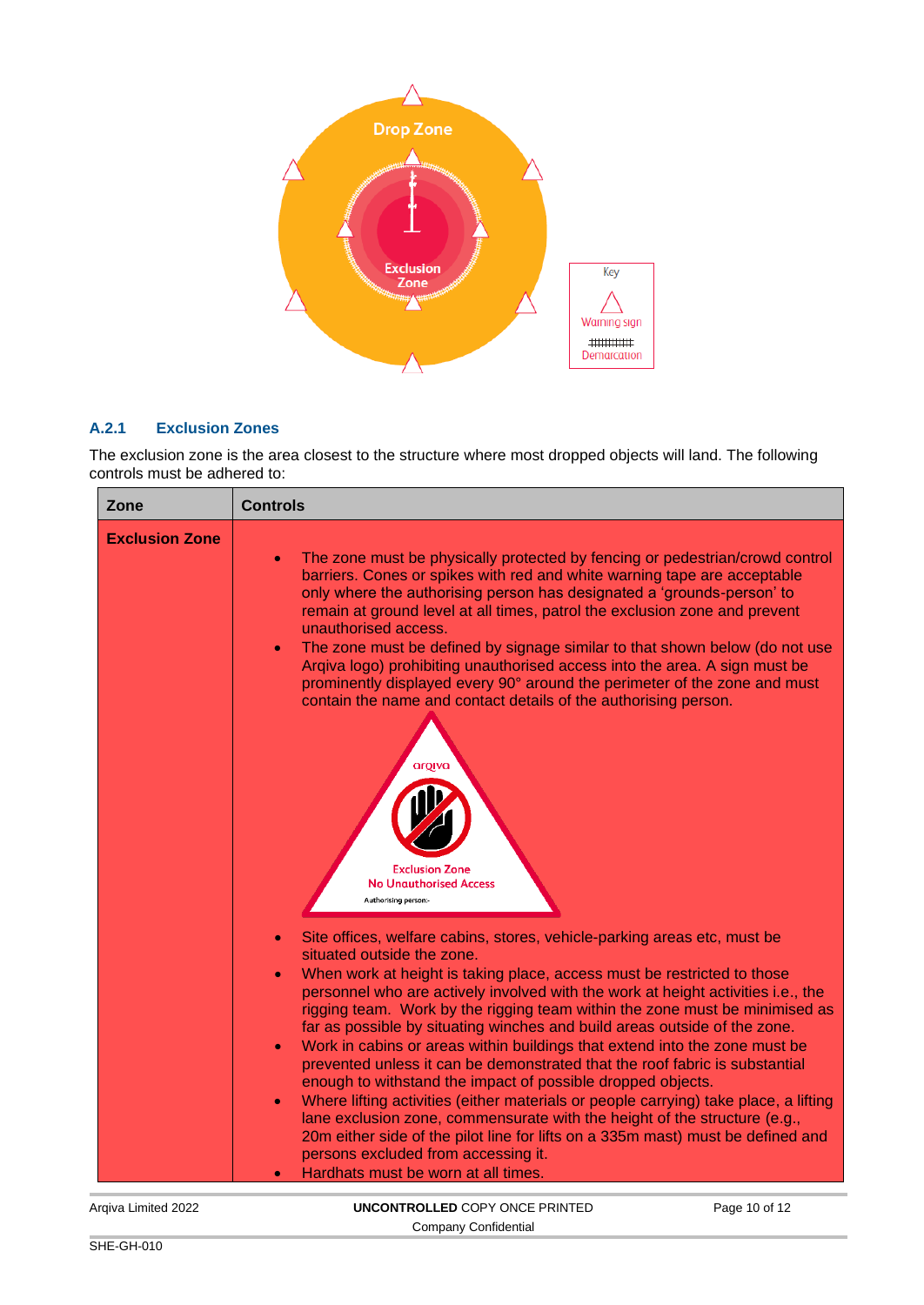### A.2.1 Exclusion Zones

The exclusion zone is the area closest to the structure where most dropped objects will land. The following controls must be adhered to:

| Zone | Controls |
|---|---|
| **Exclusion Zone** | • The zone must be physically protected by fencing or pedestrian/crowd control barriers. Cones or spikes with red and white warning tape are acceptable only where the authorising person has designated a 'grounds-person' to remain at ground level at all times, patrol the exclusion zone and prevent unauthorised access.<br>• The zone must be defined by signage similar to that shown below (do not use Arqiva logo) prohibiting unauthorised access into the area. A sign must be prominently displayed every 90° around the perimeter of the zone and must contain the name and contact details of the authorising person.<br>• Site offices, welfare cabins, stores, vehicle-parking areas etc, must be situated outside the zone.<br>• When work at height is taking place, access must be restricted to those personnel who are actively involved with the work at height activities i.e., the rigging team. Work by the rigging team within the zone must be minimised as far as possible by situating winches and build areas outside of the zone.<br>• Work in cabins or areas within buildings that extend into the zone must be prevented unless it can be demonstrated that the roof fabric is substantial enough to withstand the impact of possible dropped objects.<br>• Where lifting activities (either materials or people carrying) take place, a lifting lane exclusion zone, commensurate with the height of the structure (e.g., 20m either side of the pilot line for lifts on a 335m mast) must be defined and persons excluded from accessing it.<br>• Hardhats must be worn at all times. |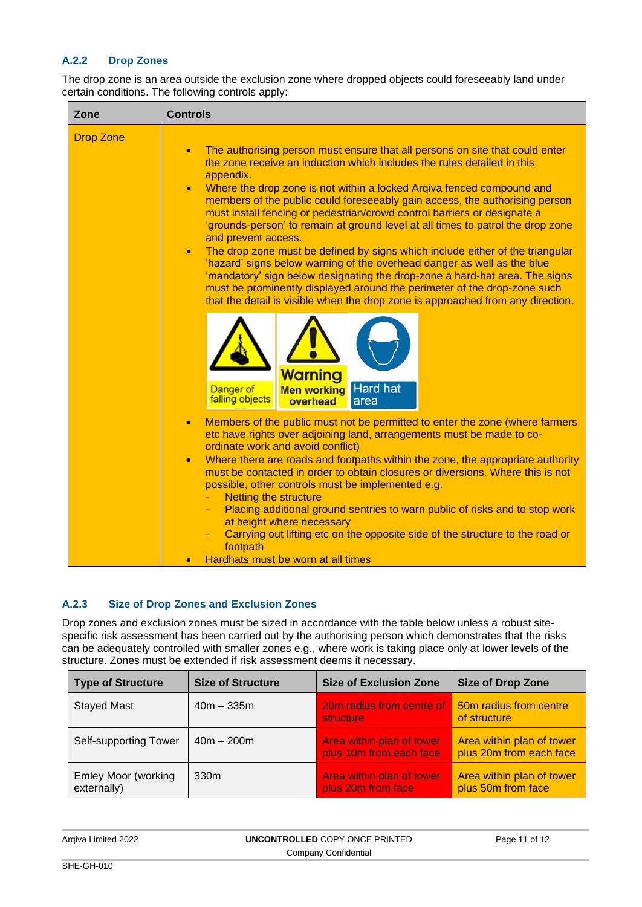### A.2.2 Drop Zones

The drop zone is an area outside the exclusion zone where dropped objects could foreseeably land under certain conditions. The following controls apply:

| Zone | Controls |
|---|---|
| Drop Zone | • The authorising person must ensure that all persons on site that could enter the zone receive an induction which includes the rules detailed in this appendix.<br>• Where the drop zone is not within a locked Arqiva fenced compound and members of the public could foreseeably gain access, the authorising person must install fencing or pedestrian/crowd control barriers or designate a 'grounds-person' to remain at ground level at all times to patrol the drop zone and prevent access.<br>• The drop zone must be defined by signs which include either of the triangular 'hazard' signs below warning of the overhead danger as well as the blue 'mandatory' sign below designating the drop-zone a hard-hat area. The signs must be prominently displayed around the perimeter of the drop-zone such that the detail is visible when the drop zone is approached from any direction.<br>Danger of falling objects / Warning Men working overhead / Hard hat area<br>• Members of the public must not be permitted to enter the zone (where farmers etc have rights over adjoining land, arrangements must be made to co-ordinate work and avoid conflict)<br>• Where there are roads and footpaths within the zone, the appropriate authority must be contacted in order to obtain closures or diversions. Where this is not possible, other controls must be implemented e.g.<br>- Netting the structure<br>- Placing additional ground sentries to warn public of risks and to stop work at height where necessary<br>- Carrying out lifting etc on the opposite side of the structure to the road or footpath<br>• Hardhats must be worn at all times |

### A.2.3 Size of Drop Zones and Exclusion Zones

Drop zones and exclusion zones must be sized in accordance with the table below unless a robust site-specific risk assessment has been carried out by the authorising person which demonstrates that the risks can be adequately controlled with smaller zones e.g., where work is taking place only at lower levels of the structure. Zones must be extended if risk assessment deems it necessary.

| Type of Structure | Size of Structure | Size of Exclusion Zone | Size of Drop Zone |
|---|---|---|---|
| Stayed Mast | 40m – 335m | 20m radius from centre of structure | 50m radius from centre of structure |
| Self-supporting Tower | 40m – 200m | Area within plan of tower plus 10m from each face | Area within plan of tower plus 20m from each face |
| Emley Moor (working externally) | 330m | Area within plan of tower plus 20m from face | Area within plan of tower plus 50m from face |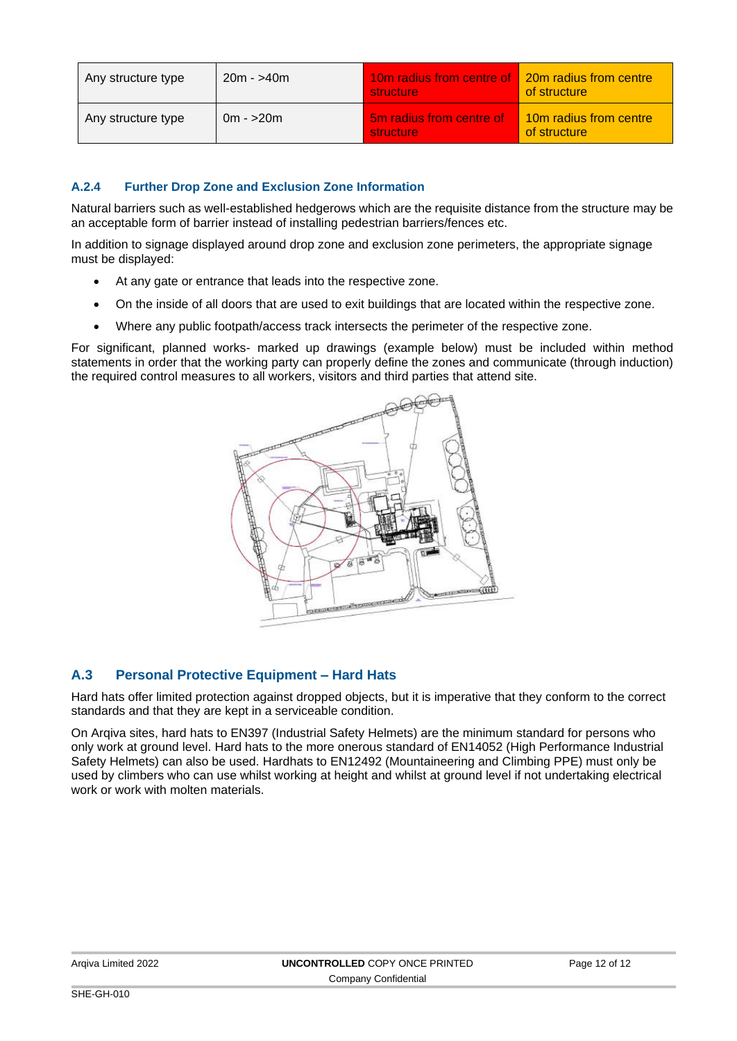| | | | |
|---|---|---|---|
| Any structure type | 20m - >40m | 10m radius from centre of structure | 20m radius from centre of structure |
| Any structure type | 0m - >20m | 5m radius from centre of structure | 10m radius from centre of structure |

### A.2.4 Further Drop Zone and Exclusion Zone Information

Natural barriers such as well-established hedgerows which are the requisite distance from the structure may be an acceptable form of barrier instead of installing pedestrian barriers/fences etc.

In addition to signage displayed around drop zone and exclusion zone perimeters, the appropriate signage must be displayed:

- At any gate or entrance that leads into the respective zone.
- On the inside of all doors that are used to exit buildings that are located within the respective zone.
- Where any public footpath/access track intersects the perimeter of the respective zone.

For significant, planned works- marked up drawings (example below) must be included within method statements in order that the working party can properly define the zones and communicate (through induction) the required control measures to all workers, visitors and third parties that attend site.

## A.3 Personal Protective Equipment – Hard Hats

Hard hats offer limited protection against dropped objects, but it is imperative that they conform to the correct standards and that they are kept in a serviceable condition.

On Arqiva sites, hard hats to EN397 (Industrial Safety Helmets) are the minimum standard for persons who only work at ground level. Hard hats to the more onerous standard of EN14052 (High Performance Industrial Safety Helmets) can also be used. Hardhats to EN12492 (Mountaineering and Climbing PPE) must only be used by climbers who can use whilst working at height and whilst at ground level if not undertaking electrical work or work with molten materials.